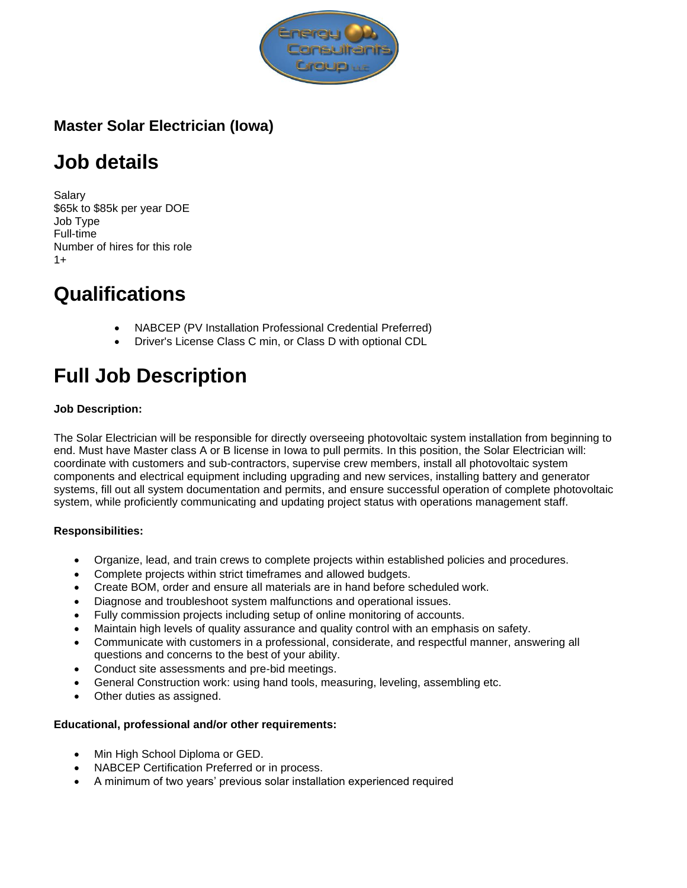## Master Solar Electrician (Iowa)

# Job details

Salary
$65k to $85k per year DOE
Job Type
Full-time
Number of hires for this role
1+

# Qualifications

- NABCEP (PV Installation Professional Credential Preferred)
- Driver's License Class C min, or Class D with optional CDL

# Full Job Description

**Job Description:**

The Solar Electrician will be responsible for directly overseeing photovoltaic system installation from beginning to end. Must have Master class A or B license in Iowa to pull permits. In this position, the Solar Electrician will: coordinate with customers and sub-contractors, supervise crew members, install all photovoltaic system components and electrical equipment including upgrading and new services, installing battery and generator systems, fill out all system documentation and permits, and ensure successful operation of complete photovoltaic system, while proficiently communicating and updating project status with operations management staff.

**Responsibilities:**

- Organize, lead, and train crews to complete projects within established policies and procedures.
- Complete projects within strict timeframes and allowed budgets.
- Create BOM, order and ensure all materials are in hand before scheduled work.
- Diagnose and troubleshoot system malfunctions and operational issues.
- Fully commission projects including setup of online monitoring of accounts.
- Maintain high levels of quality assurance and quality control with an emphasis on safety.
- Communicate with customers in a professional, considerate, and respectful manner, answering all questions and concerns to the best of your ability.
- Conduct site assessments and pre-bid meetings.
- General Construction work: using hand tools, measuring, leveling, assembling etc.
- Other duties as assigned.

**Educational, professional and/or other requirements:**

- Min High School Diploma or GED.
- NABCEP Certification Preferred or in process.
- A minimum of two years' previous solar installation experienced required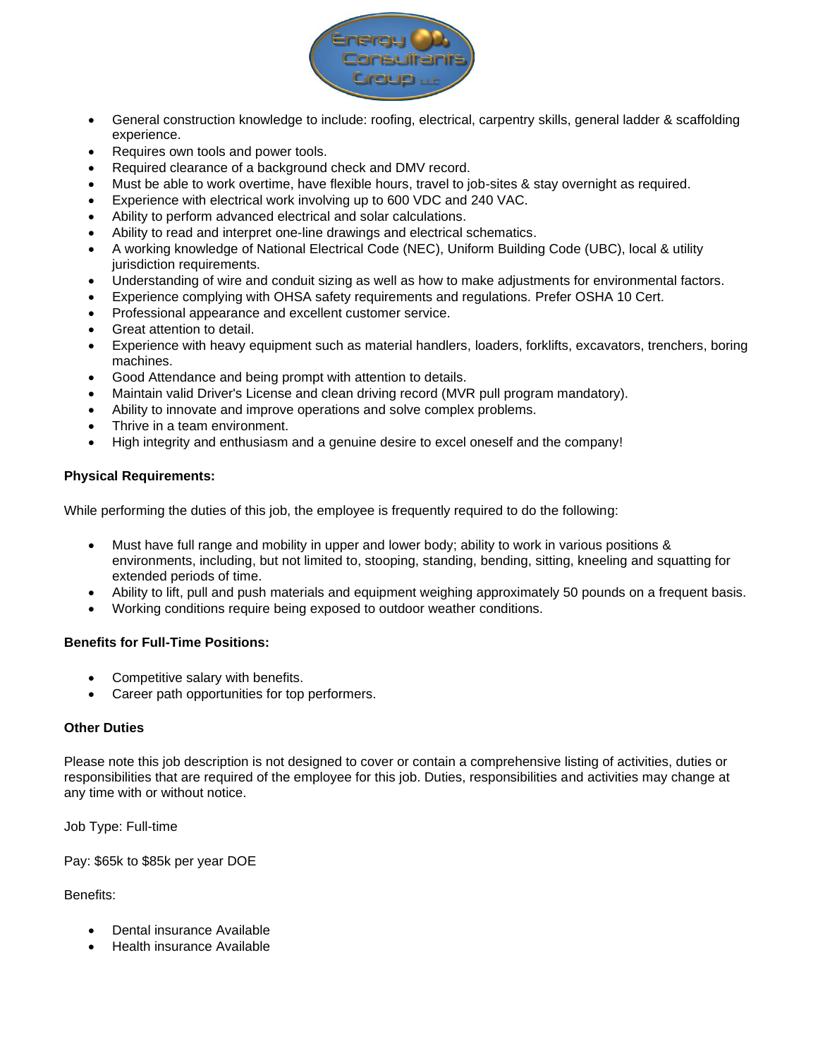- General construction knowledge to include: roofing, electrical, carpentry skills, general ladder & scaffolding experience.
- Requires own tools and power tools.
- Required clearance of a background check and DMV record.
- Must be able to work overtime, have flexible hours, travel to job-sites & stay overnight as required.
- Experience with electrical work involving up to 600 VDC and 240 VAC.
- Ability to perform advanced electrical and solar calculations.
- Ability to read and interpret one-line drawings and electrical schematics.
- A working knowledge of National Electrical Code (NEC), Uniform Building Code (UBC), local & utility jurisdiction requirements.
- Understanding of wire and conduit sizing as well as how to make adjustments for environmental factors.
- Experience complying with OHSA safety requirements and regulations. Prefer OSHA 10 Cert.
- Professional appearance and excellent customer service.
- Great attention to detail.
- Experience with heavy equipment such as material handlers, loaders, forklifts, excavators, trenchers, boring machines.
- Good Attendance and being prompt with attention to details.
- Maintain valid Driver's License and clean driving record (MVR pull program mandatory).
- Ability to innovate and improve operations and solve complex problems.
- Thrive in a team environment.
- High integrity and enthusiasm and a genuine desire to excel oneself and the company!

**Physical Requirements:**

While performing the duties of this job, the employee is frequently required to do the following:

- Must have full range and mobility in upper and lower body; ability to work in various positions & environments, including, but not limited to, stooping, standing, bending, sitting, kneeling and squatting for extended periods of time.
- Ability to lift, pull and push materials and equipment weighing approximately 50 pounds on a frequent basis.
- Working conditions require being exposed to outdoor weather conditions.

**Benefits for Full-Time Positions:**

- Competitive salary with benefits.
- Career path opportunities for top performers.

**Other Duties**

Please note this job description is not designed to cover or contain a comprehensive listing of activities, duties or responsibilities that are required of the employee for this job. Duties, responsibilities and activities may change at any time with or without notice.

Job Type: Full-time

Pay: $65k to $85k per year DOE

Benefits:

- Dental insurance Available
- Health insurance Available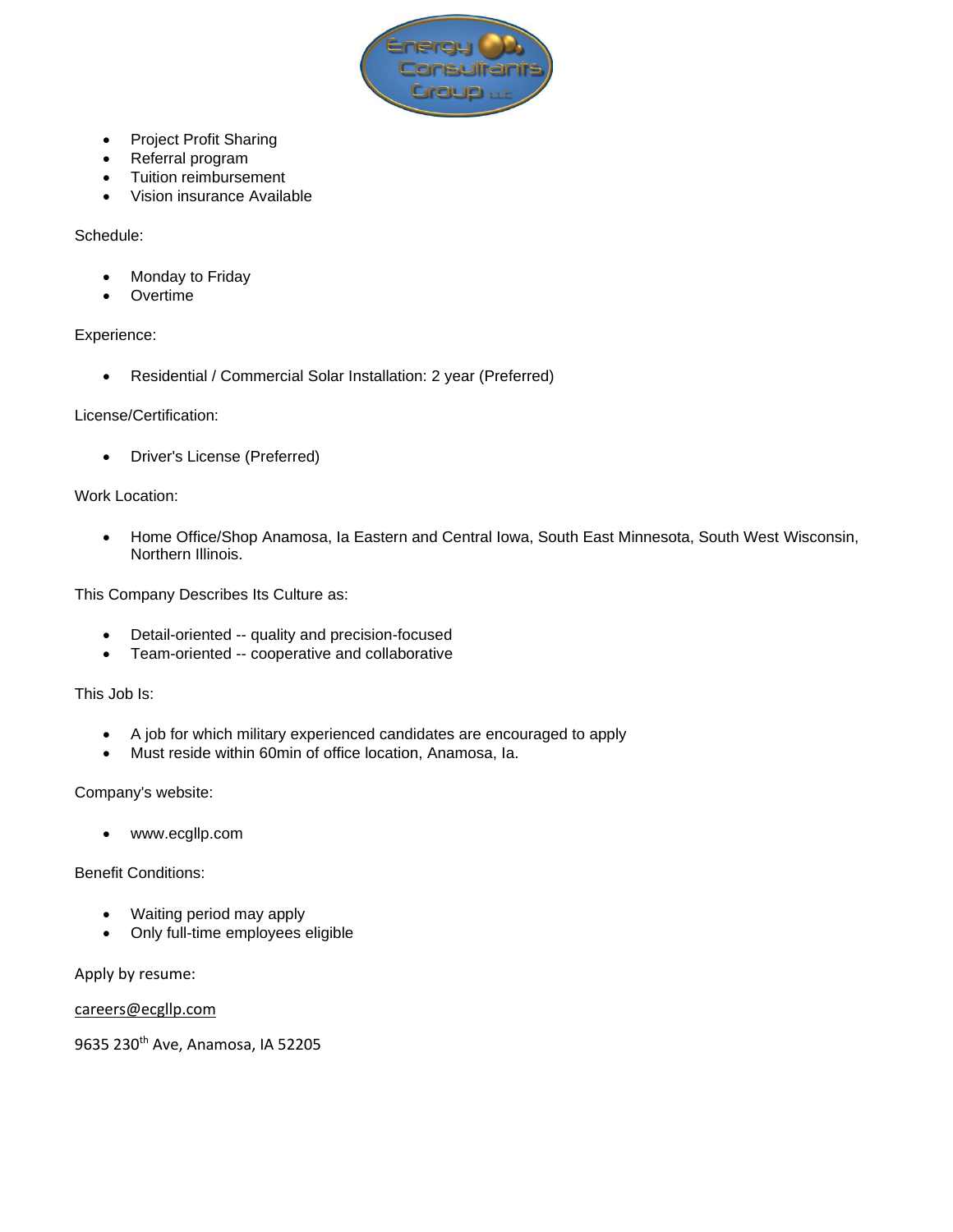- Project Profit Sharing
- Referral program
- Tuition reimbursement
- Vision insurance Available

Schedule:

- Monday to Friday
- Overtime

Experience:

- Residential / Commercial Solar Installation: 2 year (Preferred)

License/Certification:

- Driver's License (Preferred)

Work Location:

- Home Office/Shop Anamosa, Ia Eastern and Central Iowa, South East Minnesota, South West Wisconsin, Northern Illinois.

This Company Describes Its Culture as:

- Detail-oriented -- quality and precision-focused
- Team-oriented -- cooperative and collaborative

This Job Is:

- A job for which military experienced candidates are encouraged to apply
- Must reside within 60min of office location, Anamosa, Ia.

Company's website:

- www.ecgllp.com

Benefit Conditions:

- Waiting period may apply
- Only full-time employees eligible

Apply by resume:

careers@ecgllp.com

9635 230th Ave, Anamosa, IA 52205